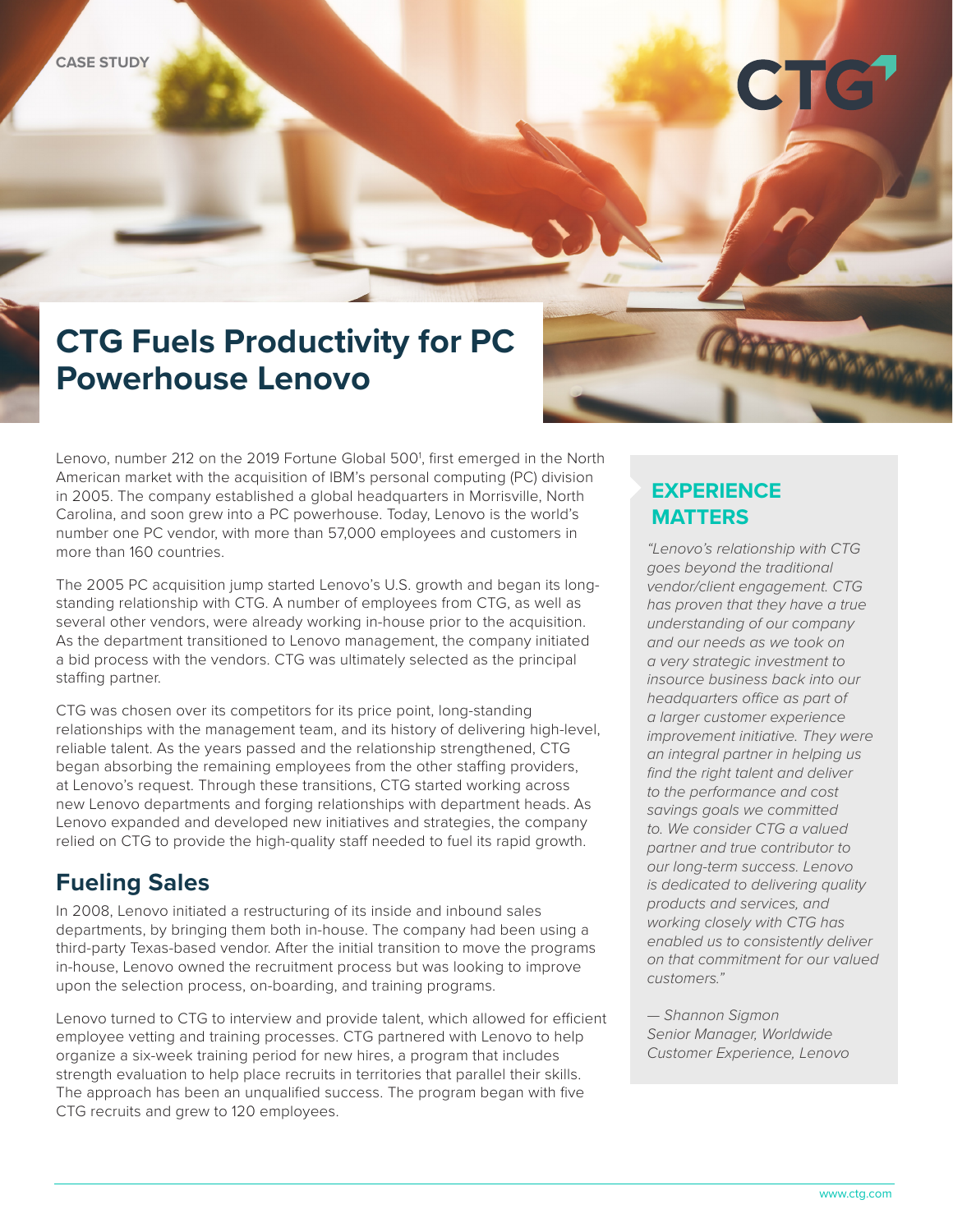CASE STUDY

# CTG Fuels Productivity for PC Powerhouse Lenovo

Lenovo, number 212 on the 2019 Fortune Global 500[1], first emerged in the North American market with the acquisition of IBM's personal computing (PC) division in 2005. The company established a global headquarters in Morrisville, North Carolina, and soon grew into a PC powerhouse. Today, Lenovo is the world's number one PC vendor, with more than 57,000 employees and customers in more than 160 countries.

The 2005 PC acquisition jump started Lenovo's U.S. growth and began its long-standing relationship with CTG. A number of employees from CTG, as well as several other vendors, were already working in-house prior to the acquisition. As the department transitioned to Lenovo management, the company initiated a bid process with the vendors. CTG was ultimately selected as the principal staffing partner.

CTG was chosen over its competitors for its price point, long-standing relationships with the management team, and its history of delivering high-level, reliable talent. As the years passed and the relationship strengthened, CTG began absorbing the remaining employees from the other staffing providers, at Lenovo's request. Through these transitions, CTG started working across new Lenovo departments and forging relationships with department heads. As Lenovo expanded and developed new initiatives and strategies, the company relied on CTG to provide the high-quality staff needed to fuel its rapid growth.

## Fueling Sales

In 2008, Lenovo initiated a restructuring of its inside and inbound sales departments, by bringing them both in-house. The company had been using a third-party Texas-based vendor. After the initial transition to move the programs in-house, Lenovo owned the recruitment process but was looking to improve upon the selection process, on-boarding, and training programs.

Lenovo turned to CTG to interview and provide talent, which allowed for efficient employee vetting and training processes. CTG partnered with Lenovo to help organize a six-week training period for new hires, a program that includes strength evaluation to help place recruits in territories that parallel their skills. The approach has been an unqualified success. The program began with five CTG recruits and grew to 120 employees.

## EXPERIENCE MATTERS

*"Lenovo's relationship with CTG goes beyond the traditional vendor/client engagement. CTG has proven that they have a true understanding of our company and our needs as we took on a very strategic investment to insource business back into our headquarters office as part of a larger customer experience improvement initiative. They were an integral partner in helping us find the right talent and deliver to the performance and cost savings goals we committed to. We consider CTG a valued partner and true contributor to our long-term success. Lenovo is dedicated to delivering quality products and services, and working closely with CTG has enabled us to consistently deliver on that commitment for our valued customers."*

*— Shannon Sigmon*
*Senior Manager, Worldwide Customer Experience, Lenovo*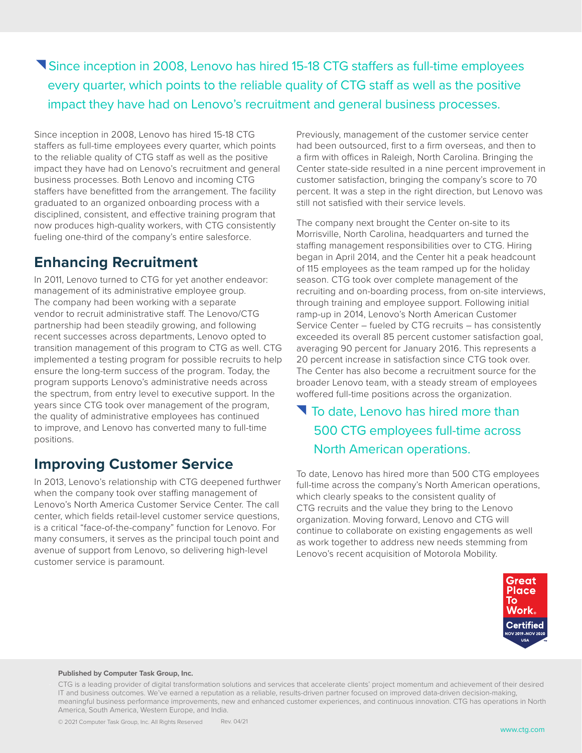Since inception in 2008, Lenovo has hired 15-18 CTG staffers as full-time employees every quarter, which points to the reliable quality of CTG staff as well as the positive impact they have had on Lenovo's recruitment and general business processes.

Since inception in 2008, Lenovo has hired 15-18 CTG staffers as full-time employees every quarter, which points to the reliable quality of CTG staff as well as the positive impact they have had on Lenovo's recruitment and general business processes. Both Lenovo and incoming CTG staffers have benefitted from the arrangement. The facility graduated to an organized onboarding process with a disciplined, consistent, and effective training program that now produces high-quality workers, with CTG consistently fueling one-third of the company's entire salesforce.

## Enhancing Recruitment

In 2011, Lenovo turned to CTG for yet another endeavor: management of its administrative employee group. The company had been working with a separate vendor to recruit administrative staff. The Lenovo/CTG partnership had been steadily growing, and following recent successes across departments, Lenovo opted to transition management of this program to CTG as well. CTG implemented a testing program for possible recruits to help ensure the long-term success of the program. Today, the program supports Lenovo's administrative needs across the spectrum, from entry level to executive support. In the years since CTG took over management of the program, the quality of administrative employees has continued to improve, and Lenovo has converted many to full-time positions.

## Improving Customer Service

In 2013, Lenovo's relationship with CTG deepened furthwer when the company took over staffing management of Lenovo's North America Customer Service Center. The call center, which fields retail-level customer service questions, is a critical "face-of-the-company" function for Lenovo. For many consumers, it serves as the principal touch point and avenue of support from Lenovo, so delivering high-level customer service is paramount.

Previously, management of the customer service center had been outsourced, first to a firm overseas, and then to a firm with offices in Raleigh, North Carolina. Bringing the Center state-side resulted in a nine percent improvement in customer satisfaction, bringing the company's score to 70 percent. It was a step in the right direction, but Lenovo was still not satisfied with their service levels.

The company next brought the Center on-site to its Morrisville, North Carolina, headquarters and turned the staffing management responsibilities over to CTG. Hiring began in April 2014, and the Center hit a peak headcount of 115 employees as the team ramped up for the holiday season. CTG took over complete management of the recruiting and on-boarding process, from on-site interviews, through training and employee support. Following initial ramp-up in 2014, Lenovo's North American Customer Service Center – fueled by CTG recruits – has consistently exceeded its overall 85 percent customer satisfaction goal, averaging 90 percent for January 2016. This represents a 20 percent increase in satisfaction since CTG took over. The Center has also become a recruitment source for the broader Lenovo team, with a steady stream of employees woffered full-time positions across the organization.

To date, Lenovo has hired more than 500 CTG employees full-time across North American operations.

To date, Lenovo has hired more than 500 CTG employees full-time across the company's North American operations, which clearly speaks to the consistent quality of CTG recruits and the value they bring to the Lenovo organization. Moving forward, Lenovo and CTG will continue to collaborate on existing engagements as well as work together to address new needs stemming from Lenovo's recent acquisition of Motorola Mobility.

Great Place To Work. Certified NOV 2019–NOV 2020 USA

**Published by Computer Task Group, Inc.**

CTG is a leading provider of digital transformation solutions and services that accelerate clients' project momentum and achievement of their desired IT and business outcomes. We've earned a reputation as a reliable, results-driven partner focused on improved data-driven decision-making, meaningful business performance improvements, new and enhanced customer experiences, and continuous innovation. CTG has operations in North America, South America, Western Europe, and India.

© 2021 Computer Task Group, Inc. All Rights Reserved Rev. 04/21

www.ctg.com